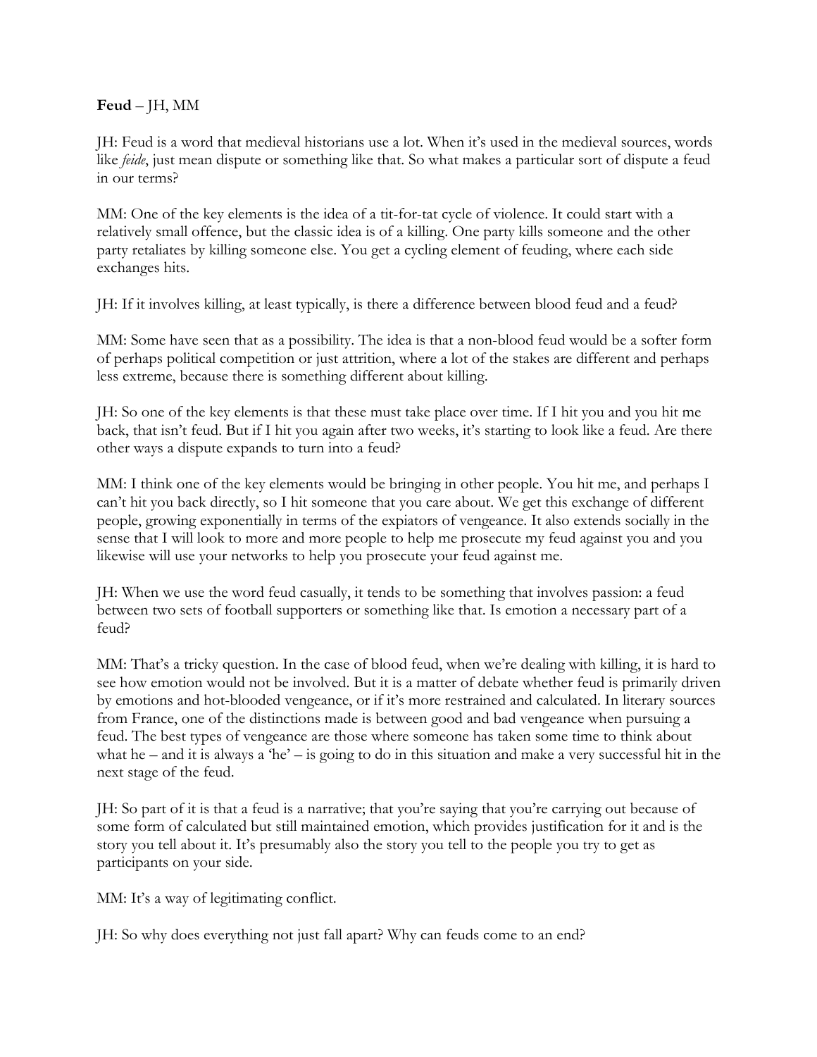**Feud** – JH, MM

JH: Feud is a word that medieval historians use a lot. When it's used in the medieval sources, words like *feide*, just mean dispute or something like that. So what makes a particular sort of dispute a feud in our terms?

MM: One of the key elements is the idea of a tit-for-tat cycle of violence. It could start with a relatively small offence, but the classic idea is of a killing. One party kills someone and the other party retaliates by killing someone else. You get a cycling element of feuding, where each side exchanges hits.

JH: If it involves killing, at least typically, is there a difference between blood feud and a feud?

MM: Some have seen that as a possibility. The idea is that a non-blood feud would be a softer form of perhaps political competition or just attrition, where a lot of the stakes are different and perhaps less extreme, because there is something different about killing.

JH: So one of the key elements is that these must take place over time. If I hit you and you hit me back, that isn't feud. But if I hit you again after two weeks, it's starting to look like a feud. Are there other ways a dispute expands to turn into a feud?

MM: I think one of the key elements would be bringing in other people. You hit me, and perhaps I can't hit you back directly, so I hit someone that you care about. We get this exchange of different people, growing exponentially in terms of the expiators of vengeance. It also extends socially in the sense that I will look to more and more people to help me prosecute my feud against you and you likewise will use your networks to help you prosecute your feud against me.

JH: When we use the word feud casually, it tends to be something that involves passion: a feud between two sets of football supporters or something like that. Is emotion a necessary part of a feud?

MM: That's a tricky question. In the case of blood feud, when we're dealing with killing, it is hard to see how emotion would not be involved. But it is a matter of debate whether feud is primarily driven by emotions and hot-blooded vengeance, or if it's more restrained and calculated. In literary sources from France, one of the distinctions made is between good and bad vengeance when pursuing a feud. The best types of vengeance are those where someone has taken some time to think about what he – and it is always a 'he' – is going to do in this situation and make a very successful hit in the next stage of the feud.

JH: So part of it is that a feud is a narrative; that you're saying that you're carrying out because of some form of calculated but still maintained emotion, which provides justification for it and is the story you tell about it. It's presumably also the story you tell to the people you try to get as participants on your side.

MM: It's a way of legitimating conflict.

JH: So why does everything not just fall apart? Why can feuds come to an end?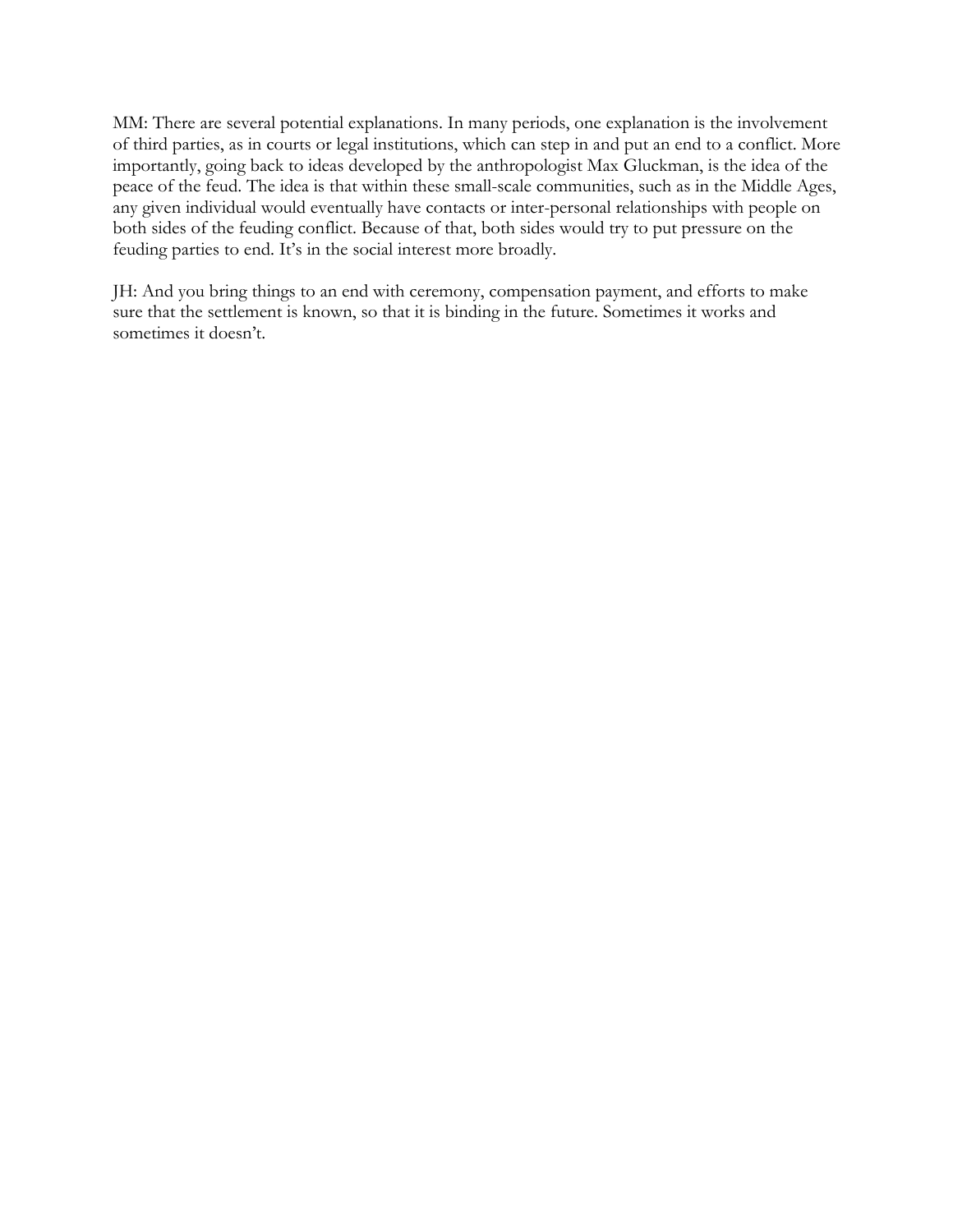MM: There are several potential explanations. In many periods, one explanation is the involvement of third parties, as in courts or legal institutions, which can step in and put an end to a conflict. More importantly, going back to ideas developed by the anthropologist Max Gluckman, is the idea of the peace of the feud. The idea is that within these small-scale communities, such as in the Middle Ages, any given individual would eventually have contacts or inter-personal relationships with people on both sides of the feuding conflict. Because of that, both sides would try to put pressure on the feuding parties to end. It's in the social interest more broadly.

JH: And you bring things to an end with ceremony, compensation payment, and efforts to make sure that the settlement is known, so that it is binding in the future. Sometimes it works and sometimes it doesn't.